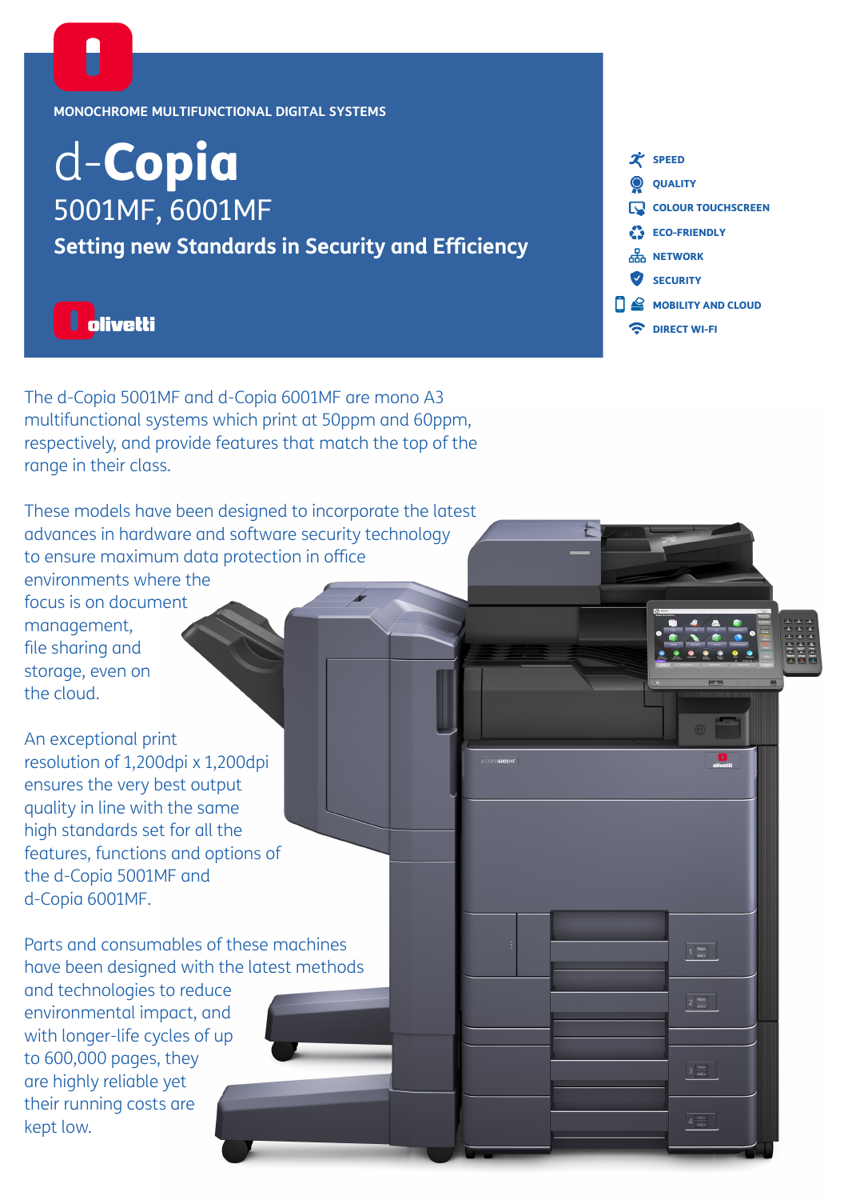MONOCHROME MULTIFUNCTIONAL DIGITAL SYSTEMS

# d-Copia

## 5001MF, 6001MF

### Setting new Standards in Security and Efficiency

olivetti

- SPEED
- QUALITY
- COLOUR TOUCHSCREEN
- ECO-FRIENDLY
- NETWORK
- SECURITY
- MOBILITY AND CLOUD
- DIRECT WI-FI

The d-Copia 5001MF and d-Copia 6001MF are mono A3 multifunctional systems which print at 50ppm and 60ppm, respectively, and provide features that match the top of the range in their class.

These models have been designed to incorporate the latest advances in hardware and software security technology to ensure maximum data protection in office environments where the focus is on document management, file sharing and storage, even on the cloud.

An exceptional print resolution of 1,200dpi x 1,200dpi ensures the very best output quality in line with the same high standards set for all the features, functions and options of the d-Copia 5001MF and d-Copia 6001MF.

Parts and consumables of these machines have been designed with the latest methods and technologies to reduce environmental impact, and with longer-life cycles of up to 600,000 pages, they are highly reliable yet their running costs are kept low.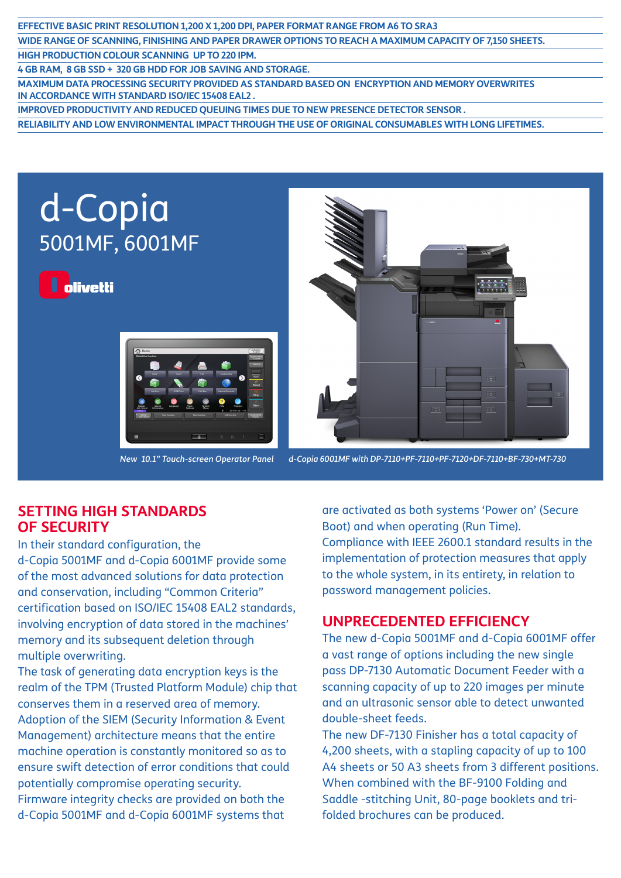EFFECTIVE BASIC PRINT RESOLUTION 1,200 X 1,200 DPI, PAPER FORMAT RANGE FROM A6 TO SRA3

WIDE RANGE OF SCANNING, FINISHING AND PAPER DRAWER OPTIONS TO REACH A MAXIMUM CAPACITY OF 7,150 SHEETS.

HIGH PRODUCTION COLOUR SCANNING UP TO 220 IPM.

4 GB RAM, 8 GB SSD + 320 GB HDD FOR JOB SAVING AND STORAGE.

MAXIMUM DATA PROCESSING SECURITY PROVIDED AS STANDARD BASED ON ENCRYPTION AND MEMORY OVERWRITES IN ACCORDANCE WITH STANDARD ISO/IEC 15408 EAL2 .

IMPROVED PRODUCTIVITY AND REDUCED QUEUING TIMES DUE TO NEW PRESENCE DETECTOR SENSOR .

RELIABILITY AND LOW ENVIRONMENTAL IMPACT THROUGH THE USE OF ORIGINAL CONSUMABLES WITH LONG LIFETIMES.

# d-Copia

## 5001MF, 6001MF

olivetti

*New 10.1" Touch-screen Operator Panel*

*d-Copia 6001MF with DP-7110+PF-7110+PF-7120+DF-7110+BF-730+MT-730*

## SETTING HIGH STANDARDS OF SECURITY

In their standard configuration, the d-Copia 5001MF and d-Copia 6001MF provide some of the most advanced solutions for data protection and conservation, including "Common Criteria" certification based on ISO/IEC 15408 EAL2 standards, involving encryption of data stored in the machines' memory and its subsequent deletion through multiple overwriting.

The task of generating data encryption keys is the realm of the TPM (Trusted Platform Module) chip that conserves them in a reserved area of memory.

Adoption of the SIEM (Security Information & Event Management) architecture means that the entire machine operation is constantly monitored so as to ensure swift detection of error conditions that could potentially compromise operating security.

Firmware integrity checks are provided on both the d-Copia 5001MF and d-Copia 6001MF systems that are activated as both systems 'Power on' (Secure Boot) and when operating (Run Time).

Compliance with IEEE 2600.1 standard results in the implementation of protection measures that apply to the whole system, in its entirety, in relation to password management policies.

## UNPRECEDENTED EFFICIENCY

The new d-Copia 5001MF and d-Copia 6001MF offer a vast range of options including the new single pass DP-7130 Automatic Document Feeder with a scanning capacity of up to 220 images per minute and an ultrasonic sensor able to detect unwanted double-sheet feeds.

The new DF-7130 Finisher has a total capacity of 4,200 sheets, with a stapling capacity of up to 100 A4 sheets or 50 A3 sheets from 3 different positions. When combined with the BF-9100 Folding and Saddle -stitching Unit, 80-page booklets and tri-folded brochures can be produced.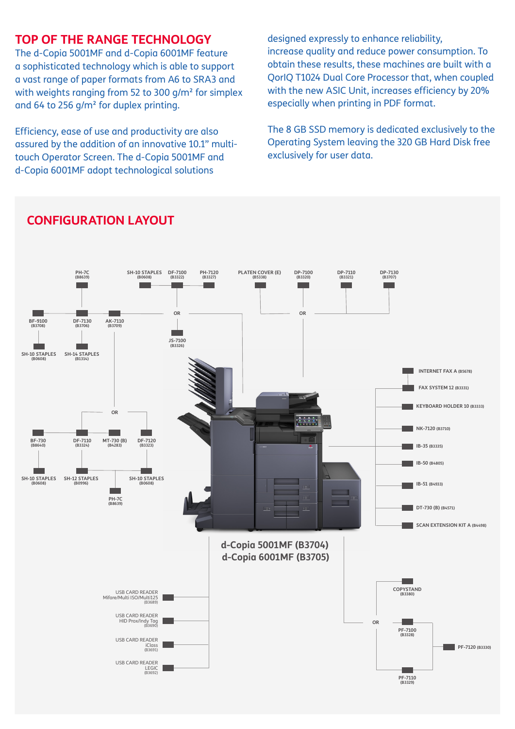## TOP OF THE RANGE TECHNOLOGY

The d-Copia 5001MF and d-Copia 6001MF feature a sophisticated technology which is able to support a vast range of paper formats from A6 to SRA3 and with weights ranging from 52 to 300 g/m² for simplex and 64 to 256 g/m² for duplex printing.

Efficiency, ease of use and productivity are also assured by the addition of an innovative 10.1" multi-touch Operator Screen. The d-Copia 5001MF and d-Copia 6001MF adopt technological solutions designed expressly to enhance reliability, increase quality and reduce power consumption. To obtain these results, these machines are built with a QorIQ T1024 Dual Core Processor that, when coupled with the new ASIC Unit, increases efficiency by 20% especially when printing in PDF format.

The 8 GB SSD memory is dedicated exclusively to the Operating System leaving the 320 GB Hard Disk free exclusively for user data.

## CONFIGURATION LAYOUT

PH-7C (B8639)
SH-10 STAPLES (B0608)
DF-7100 (B3322)
PH-7120 (B3327)
PLATEN COVER (E) (B5338)
DP-7100 (B3320)
DP-7110 (B3321)
DP-7130 (B3707)

BF-9100 (B3708)
DF-7130 (B3706)
AK-7110 (B3709)
SH-10 STAPLES (B0608)
SH-14 STAPLES (B1314)

OR

JS-7100 (B3326)

OR

OR

BF-730 (B8640)
DF-7110 (B3324)
MT-730 (B) (B4283)
DF-7120 (B3323)
SH-10 STAPLES (B0608)
SH-12 STAPLES (B0996)
SH-10 STAPLES (B0608)
PH-7C (B8639)

INTERNET FAX A (B5678)
FAX SYSTEM 12 (B3331)
KEYBOARD HOLDER 10 (B3333)
NK-7120 (B3710)
IB-35 (B3335)
IB-50 (B4805)
IB-51 (B4933)
DT-730 (B) (B4571)
SCAN EXTENSION KIT A (B4498)

**d-Copia 5001MF (B3704)**
**d-Copia 6001MF (B3705)**

USB CARD READER Mifare/Multi ISO/Multi125 (B3689)
USB CARD READER HID Prox/Indy Tag (B3690)
USB CARD READER iClass (B3691)
USB CARD READER LEGIC (B3692)

COPYSTAND (B3380)

OR

PF-7100 (B3328)
PF-7120 (B3330)
PF-7110 (B3329)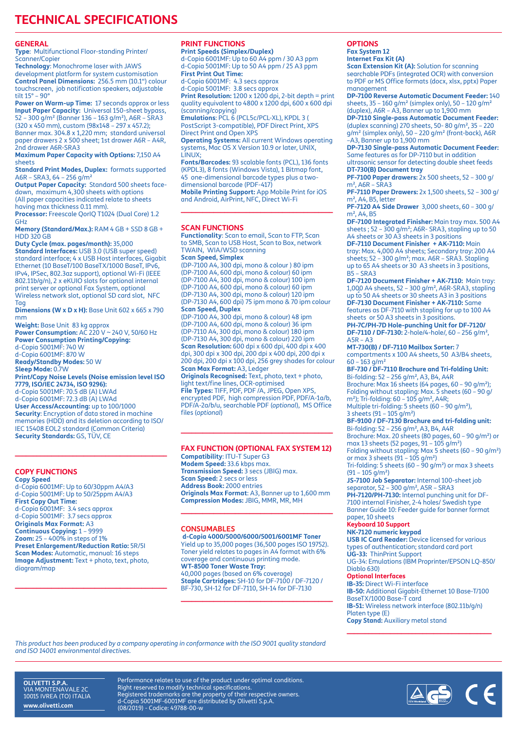# TECHNICAL SPECIFICATIONS

## GENERAL

**Type**: Multifunctional Floor-standing Printer/ Scanner/Copier
**Technology**: Monochrome laser with JAWS development platform for system customisation
**Control Panel Dimensions**: 256.5 mm (10.1") colour touchscreen, job notification speakers, adjustable tilt 15° – 90°
**Power on Warm-up Time**: 17 seconds approx or less
**Input Paper Capacity**: Universal 150-sheet bypass, 52 – 300 g/m² (Banner 136 – 163 g/m²), A6R – SRA3 (320 x 450 mm), custom (98x148 – 297 x 457.2); Banner max. 304.8 x 1,220 mm; standard universal paper drawers 2 x 500 sheet; 1st drawer A6R – A4R, 2nd drawer A6R-SRA3
**Maximum Paper Capacity with Options**: 7,150 A4 sheets
**Standard Print Modes, Duplex**: formats supported A6R – SRA3, 64 – 256 g/m²
**Output Paper Capacity**: Standard 500 sheets face-down, maximum 4,300 sheets with options
(All paper capacities indicated relate to sheets having max thickness 0.11 mm).
**Processor**: Freescale QorIQ T1024 (Dual Core) 1.2 GHz
**Memory (Standard/Max.)**: RAM 4 GB + SSD 8 GB + HDD 320 GB
**Duty Cycle (max. pages/month)**: 35,000
**Standard Interfaces**: USB 3.0 (USB super speed) standard interface; 4 x USB Host interfaces, Gigabit Ethernet (10 BaseT/100 BaseTX/1000 BaseT, IPv6, IPv4, IPSec, 802.3az support), optional Wi-Fi (IEEE 802.11b/g/n), 2 x eKUIO slots for optional internal print server or optional Fax System, optional Wireless network slot, optional SD card slot, NFC Tag
**Dimensions (W x D x H)**: Base Unit 602 x 665 x 790 mm
**Weight**: Base Unit 83 kg approx
**Power Consumption**: AC 220 V ~ 240 V, 50/60 Hz
**Power Consumption Printing/Copying**:
d-Copia 5001MF: 740 W
d-Copia 6001MF: 870 W
**Ready/Standby Modes**: 50 W
**Sleep Mode**: 0.7W
**Print/Copy Noise Levels (Noise emission level ISO 7779, ISO/IEC 24734, ISO 9296)**:
d-Copia 5001MF: 70.5 dB (A) LWAd
d-Copia 6001MF: 72.3 dB (A) LWAd
**User Access/Accounting**: up to 100/1000
**Security**: Encryption of data stored in machine memories (HDD) and its deletion according to ISO/ IEC 15408 EOL2 standard (Common Criteria)
**Security Standards**: GS, TÜV, CE

## COPY FUNCTIONS

**Copy Speed**
d-Copia 6001MF: Up to 60/30ppm A4/A3
d-Copia 5001MF: Up to 50/25ppm A4/A3
**First Copy Out Time:**
d-Copia 6001MF: 3.4 secs approx
d-Copia 5001MF: 3.7 secs approx
**Originals Max Format:** A3
**Continuous Copying:** 1 – 9999
**Zoom:** 25 – 400% in steps of 1%
**Preset Enlargement/Reduction Ratio:** 5R/5I
**Scan Modes:** Automatic, manual: 16 steps
**Image Adjustment:** Text + photo, text, photo, diagram/map

## PRINT FUNCTIONS

**Print Speeds (Simplex/Duplex)**
d-Copia 6001MF: Up to 60 A4 ppm / 30 A3 ppm
d-Copia 5001MF: Up to 50 A4 ppm / 25 A3 ppm
**First Print Out Time:**
d-Copia 6001MF: 4.3 secs approx
d-Copia 5001MF: 3.8 secs approx
**Print Resolution:** 1200 x 1200 dpi, 2-bit depth = print quality equivalent to 4800 x 1200 dpi, 600 x 600 dpi (scanning/copying)
**Emulations:** PCL 6 (PCL5c/PCL-XL), KPDL 3 ( PostScript 3-compatible), PDF Direct Print, XPS Direct Print and Open XPS
**Operating Systems:** All current Windows operating systems, Mac OS X Version 10.9 or later, UNIX, LINUX;
**Fonts/Barcodes:** 93 scalable fonts (PCL), 136 fonts (KPDL3), 8 fonts (Windows Vista), 1 Bitmap font, 45 one-dimensional barcode types plus a two-dimensional barcode (PDF-417)
**Mobile Printing Support:** App Mobile Print for iOS and Android, AirPrint, NFC, Direct Wi-Fi

## SCAN FUNCTIONS

**Functionality**: Scan to email, Scan to FTP, Scan to SMB, Scan to USB Host, Scan to Box, network TWAIN, WIA/WSD scanning
**Scan Speed, Simplex**
(DP-7100 A4, 300 dpi, mono & colour ) 80 ipm
(DP-7100 A4, 600 dpi, mono & colour) 60 ipm
(DP-7100 A4, 300 dpi, mono & colour) 100 ipm
(DP-7100 A4, 600 dpi, mono & colour) 60 ipm
(DP-7130 A4, 300 dpi, mono & colour) 120 ipm
(DP-7130 A4, 600 dpi) 75 ipm mono & 70 ipm colour
**Scan Speed, Duplex**
(DP-7100 A4, 300 dpi, mono & colour) 48 ipm
(DP-7100 A4, 600 dpi, mono & colour) 36 ipm
(DP-7110 A4, 300 dpi, mono & colour) 180 ipm
(DP-7130 A4, 300 dpi, mono & colour) 220 ipm
**Scan Resolution:** 600 dpi x 600 dpi, 400 dpi x 400 dpi, 300 dpi x 300 dpi, 200 dpi x 400 dpi, 200 dpi x 200 dpi, 200 dpi x 100 dpi, 256 grey shades for colour
**Scan Max Format:** A3, Ledger
**Originals Recognised:** Text, photo, text + photo, light text/fine lines, OCR-optimised
**File Types:** TIFF, PDF, PDF /A, JPEG, Open XPS, encrypted PDF, high compression PDF, PDF/A-1a/b, PDF/A-2a/b/u, searchable PDF (*optional*), MS Office files (*optional*)

## FAX FUNCTION (OPTIONAL FAX SYSTEM 12)

**Compatibility**: ITU-T Super G3
**Modem Speed:** 33.6 kbps max.
**Transmission Speed:** 3 secs (JBIG) max.
**Scan Speed:** 2 secs or less
**Address Book:** 2000 entries
**Originals Max Format:** A3, Banner up to 1,600 mm
**Compression Modes:** JBIG, MMR, MR, MH

## CONSUMABLES

**d-Copia 4000/5000/6000/5001/6001MF Toner**
Yield up to 35,000 pages (36,500 pages ISO 19752). Toner yield relates to pages in A4 format with 6% coverage and continuous printing mode.
**WT-8500 Toner Waste Tray:**
40,000 pages (based on 6% coverage)
**Staple Cartridges:** SH-10 for DF-7100 / DF-7120 / BF-730, SH-12 for DF-7110, SH-14 for DF-7130

## OPTIONS

**Fax System 12**
**Internet Fax Kit (A)**
**Scan Extension Kit (A):** Solution for scanning searchable PDFs (integrated OCR) with conversion to PDF or MS Office formats (docx, xlsx, pptx) Paper management
**DP-7100 Reverse Automatic Document Feeder:** 140 sheets, 35 – 160 g/m² (simplex only), 50 – 120 g/m² (duplex), A6R – A3, Banner up to 1,900 mm
**DP-7110 Single-pass Automatic Document Feeder:** (duplex scanning) 270 sheets, 50- 80 g/m², 35 – 220 g/m² (simplex only), 50 – 220 g/m² (front-back), A6R –A3, Banner up to 1,900 mm
**DP-7130 Single-pass Automatic Document Feeder:** Same features as for DP-7110 but in addition ultrasonic sensor for detecting double sheet feeds
**DT-730(B) Document tray**
**PF-7100 Paper drawers:** 2x 500 sheets, 52 – 300 g/ m², A6R – SRA3
**PF-7110 Paper Drawers:** 2x 1,500 sheets, 52 – 300 g/ m², A4, B5, letter
**PF-7120 A4 Side Drawer** 3,000 sheets, 60 – 300 g/ m², A4, B5
**DF-7100 Integrated Finisher:** Main tray max. 500 A4 sheets ; 52 – 300 g/m²; A6R- SRA3, stapling up to 50 A4 sheets or 30 A3 sheets in 3 positions
**DF-7110 Document Finisher + AK-7110:** Main tray: Max. 4,000 A4 sheets; Secondary tray: 200 A4 sheets; 52 – 300 g/m²; max. A6R – SRA3. Stapling up to 65 A4 sheets or 30 A3 sheets in 3 positions, B5 – SRA3
**DF-7120 Document Finisher + AK-7110:** Main tray: 1,000 A4 sheets, 52 – 300 g/m², A6R-SRA3, stapling up to 50 A4 sheets or 30 sheets A3 in 3 positions
**DF-7130 Document Finisher + AK-7110:** Same features as DF-7110 with stapling for up to 100 A4 sheets or 50 A3 sheets in 3 positions.
**PH-7C/PH-7D Hole-punching Unit for DF-7120/ DF-7110 / DF-7130:** 2-hole/4-hole/, 60 – 256 g/m², A5R – A3
**MT-730(B) / DF-7110 Mailbox Sorter:** 7 compartments x 100 A4 sheets, 50 A3/B4 sheets, 60 – 163 g/m²
**BF-730 / DF-7110 Brochure and Tri-folding Unit:**
Bi-folding: 52 – 256 g/m², A3, B4, A4R
Brochure: Max 16 sheets (64 pages, 60 – 90 g/m²); Folding without stapling: Max. 5 sheets (60 – 90 g/ m²); Tri-folding: 60 – 105 g/m², A4R;
Multiple tri-folding: 5 sheets (60 – 90 g/m²),
3 sheets (91 – 105 g/m²)
**BF-9100 / DF-7130 Brochure and tri-folding unit:**
Bi-folding: 52 – 256 g/m², A3, B4, A4R
Brochure: Max. 20 sheets (80 pages, 60 – 90 g/m²) or max 13 sheets (52 pages, 91 – 105 g/m²)
Folding without stapling: Max 5 sheets (60 – 90 g/m²) or max 3 sheets (91 – 105 g/m²)
Tri-folding: 5 sheets (60 – 90 g/m²) or max 3 sheets (91 – 105 g/m²)
**JS-7100 Job Separator:** Internal 100-sheet job separator, 52 – 300 g/m², A5R – SRA3
**PH-7120/PH-7130:** Internal punching unit for DF-7100 internal Finisher, 2-4 holes/ Swedish type
Banner Guide 10: Feeder guide for banner format paper, 10 sheets
**Keyboard 10 Support**
**NK-7120 numeric keypad**
**USB IC Card Reader:** Device licensed for various types of authentication; standard card port
**UG-33:** ThinPrint Support
UG-34: Emulations (IBM Proprinter/EPSON LQ-850/ Diablo 630)
**Optional Interfaces**
**IB-35:** Direct Wi-Fi interface
**IB-50:** Additional Gigabit-Ethernet 10 Base-T/100 BaseTX/1000 Base-T card
**IB-51:** Wireless network interface (802.11b/g/n)
Platen type (E)
**Copy Stand:** Auxiliary metal stand

*This product has been produced by a company operating in conformance with the ISO 9001 quality standard and ISO 14001 environmental directives.*

**OLIVETTI S.P.A.**
VIA MONTENAVALE 2C
10015 IVREA (TO) ITALIA
**www.olivetti.com**

Performance relates to use of the product under optimal conditions.
Right reserved to modify technical specifications.
Registered trademarks are the property of their respective owners.
d-Copia 5001MF-6001MF are distributed by Olivetti S.p.A.
(08/2019) - Codice: 49788-00-w